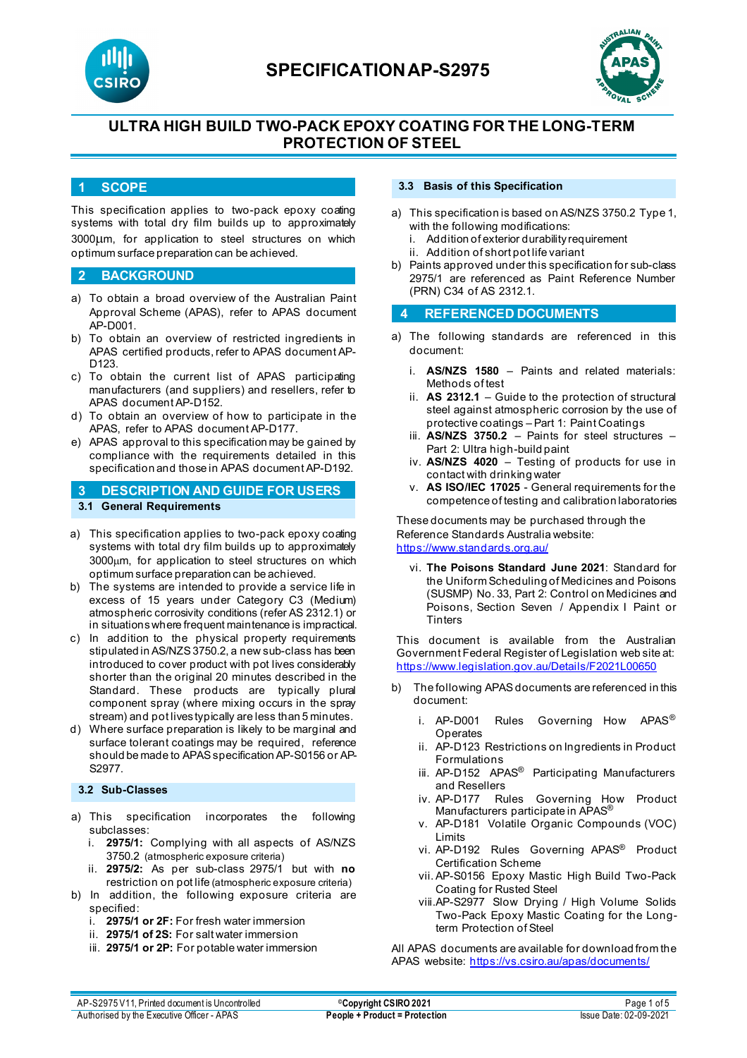# SPECIFICATION AP-S2975

## ULTRA HIGH BUILD TWO-PACK EPOXY COATING FOR THE LONG-TERM PROTECTION OF STEEL

## 1 SCOPE

This specification applies to two-pack epoxy coating systems with total dry film builds up to approximately 3000µm, for application to steel structures on which optimum surface preparation can be achieved.

## 2 BACKGROUND

a) To obtain a broad overview of the Australian Paint Approval Scheme (APAS), refer to APAS document AP-D001.
b) To obtain an overview of restricted ingredients in APAS certified products, refer to APAS document AP-D123.
c) To obtain the current list of APAS participating manufacturers (and suppliers) and resellers, refer to APAS document AP-D152.
d) To obtain an overview of how to participate in the APAS, refer to APAS document AP-D177.
e) APAS approval to this specification may be gained by compliance with the requirements detailed in this specification and those in APAS document AP-D192.

## 3 DESCRIPTION AND GUIDE FOR USERS

### 3.1 General Requirements

a) This specification applies to two-pack epoxy coating systems with total dry film builds up to approximately 3000µm, for application to steel structures on which optimum surface preparation can be achieved.
b) The systems are intended to provide a service life in excess of 15 years under Category C3 (Medium) atmospheric corrosivity conditions (refer AS 2312.1) or in situations where frequent maintenance is impractical.
c) In addition to the physical property requirements stipulated in AS/NZS 3750.2, a new sub-class has been introduced to cover product with pot lives considerably shorter than the original 20 minutes described in the Standard. These products are typically plural component spray (where mixing occurs in the spray stream) and pot lives typically are less than 5 minutes.
d) Where surface preparation is likely to be marginal and surface tolerant coatings may be required, reference should be made to APAS specification AP-S0156 or AP-S2977.

### 3.2 Sub-Classes

a) This specification incorporates the following subclasses:
   i. **2975/1:** Complying with all aspects of AS/NZS 3750.2 (atmospheric exposure criteria)
   ii. **2975/2:** As per sub-class 2975/1 but with **no** restriction on pot life (atmospheric exposure criteria)
b) In addition, the following exposure criteria are specified:
   i. **2975/1 or 2F:** For fresh water immersion
   ii. **2975/1 of 2S:** For salt water immersion
   iii. **2975/1 or 2P:** For potable water immersion

### 3.3 Basis of this Specification

a) This specification is based on AS/NZS 3750.2 Type 1, with the following modifications:
   i. Addition of exterior durability requirement
   ii. Addition of short pot life variant
b) Paints approved under this specification for sub-class 2975/1 are referenced as Paint Reference Number (PRN) C34 of AS 2312.1.

## 4 REFERENCED DOCUMENTS

a) The following standards are referenced in this document:
   i. **AS/NZS 1580** – Paints and related materials: Methods of test
   ii. **AS 2312.1** – Guide to the protection of structural steel against atmospheric corrosion by the use of protective coatings – Part 1: Paint Coatings
   iii. **AS/NZS 3750.2** – Paints for steel structures – Part 2: Ultra high-build paint
   iv. **AS/NZS 4020** – Testing of products for use in contact with drinking water
   v. **AS ISO/IEC 17025** - General requirements for the competence of testing and calibration laboratories

These documents may be purchased through the Reference Standards Australia website: https://www.standards.org.au/

   vi. **The Poisons Standard June 2021**: Standard for the Uniform Scheduling of Medicines and Poisons (SUSMP) No. 33, Part 2: Control on Medicines and Poisons, Section Seven / Appendix I Paint or Tinters

This document is available from the Australian Government Federal Register of Legislation web site at: https://www.legislation.gov.au/Details/F2021L00650

b) The following APAS documents are referenced in this document:
   i. AP-D001 Rules Governing How APAS® Operates
   ii. AP-D123 Restrictions on Ingredients in Product Formulations
   iii. AP-D152 APAS® Participating Manufacturers and Resellers
   iv. AP-D177 Rules Governing How Product Manufacturers participate in APAS®
   v. AP-D181 Volatile Organic Compounds (VOC) Limits
   vi. AP-D192 Rules Governing APAS® Product Certification Scheme
   vii. AP-S0156 Epoxy Mastic High Build Two-Pack Coating for Rusted Steel
   viii. AP-S2977 Slow Drying / High Volume Solids Two-Pack Epoxy Mastic Coating for the Long-term Protection of Steel

All APAS documents are available for download from the APAS website: https://vs.csiro.au/apas/documents/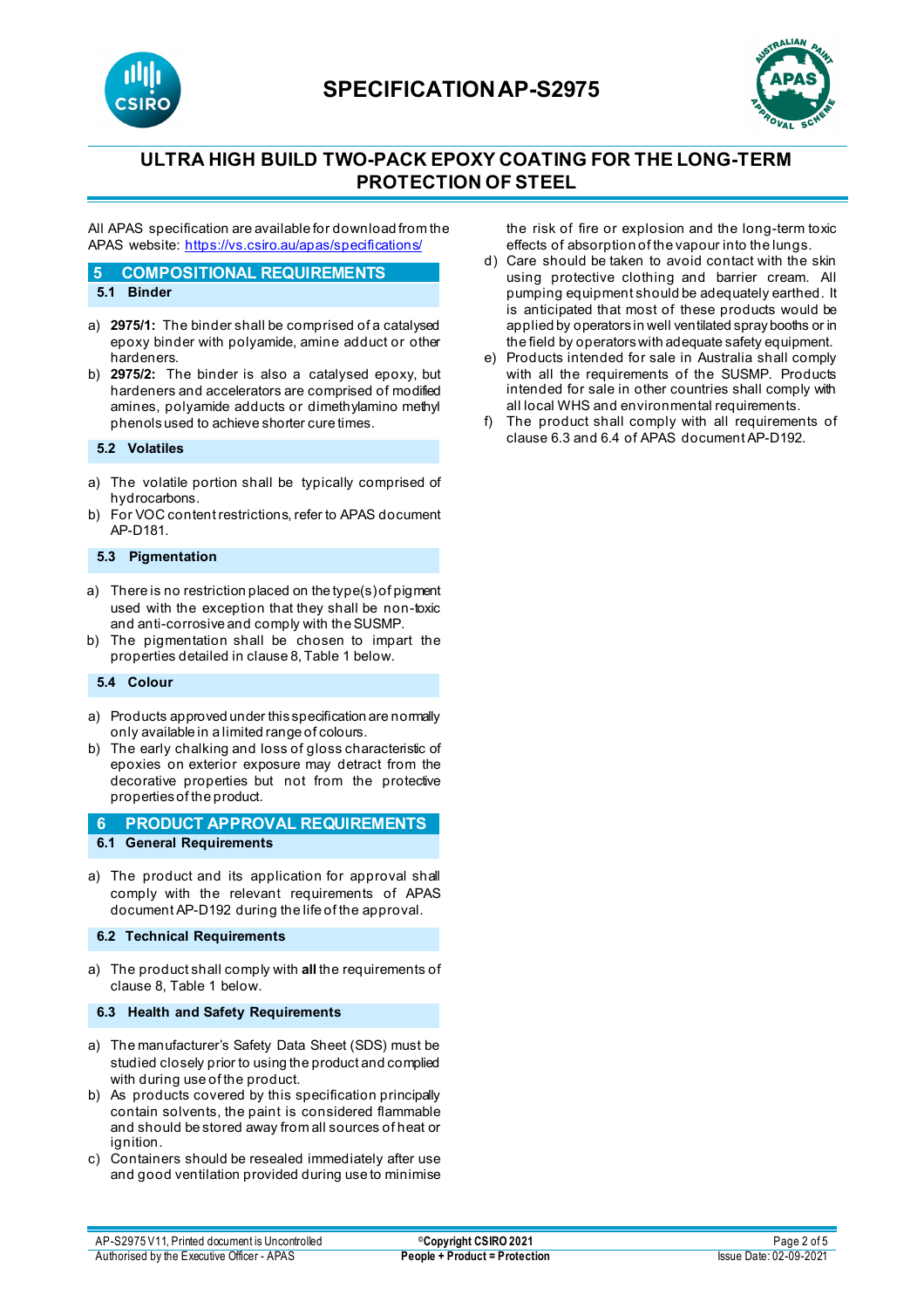# SPECIFICATION AP-S2975

## ULTRA HIGH BUILD TWO-PACK EPOXY COATING FOR THE LONG-TERM PROTECTION OF STEEL

All APAS specification are available for download from the APAS website: https://vs.csiro.au/apas/specifications/

## 5 COMPOSITIONAL REQUIREMENTS

### 5.1 Binder

a) **2975/1:** The binder shall be comprised of a catalysed epoxy binder with polyamide, amine adduct or other hardeners.
b) **2975/2:** The binder is also a catalysed epoxy, but hardeners and accelerators are comprised of modified amines, polyamide adducts or dimethylamino methyl phenols used to achieve shorter cure times.

### 5.2 Volatiles

a) The volatile portion shall be typically comprised of hydrocarbons.
b) For VOC content restrictions, refer to APAS document AP-D181.

### 5.3 Pigmentation

a) There is no restriction placed on the type(s) of pigment used with the exception that they shall be non-toxic and anti-corrosive and comply with the SUSMP.
b) The pigmentation shall be chosen to impart the properties detailed in clause 8, Table 1 below.

### 5.4 Colour

a) Products approved under this specification are normally only available in a limited range of colours.
b) The early chalking and loss of gloss characteristic of epoxies on exterior exposure may detract from the decorative properties but not from the protective properties of the product.

## 6 PRODUCT APPROVAL REQUIREMENTS

### 6.1 General Requirements

a) The product and its application for approval shall comply with the relevant requirements of APAS document AP-D192 during the life of the approval.

### 6.2 Technical Requirements

a) The product shall comply with **all** the requirements of clause 8, Table 1 below.

### 6.3 Health and Safety Requirements

a) The manufacturer's Safety Data Sheet (SDS) must be studied closely prior to using the product and complied with during use of the product.
b) As products covered by this specification principally contain solvents, the paint is considered flammable and should be stored away from all sources of heat or ignition.
c) Containers should be resealed immediately after use and good ventilation provided during use to minimise the risk of fire or explosion and the long-term toxic effects of absorption of the vapour into the lungs.
d) Care should be taken to avoid contact with the skin using protective clothing and barrier cream. All pumping equipment should be adequately earthed. It is anticipated that most of these products would be applied by operators in well ventilated spray booths or in the field by operators with adequate safety equipment.
e) Products intended for sale in Australia shall comply with all the requirements of the SUSMP. Products intended for sale in other countries shall comply with all local WHS and environmental requirements.
f) The product shall comply with all requirements of clause 6.3 and 6.4 of APAS document AP-D192.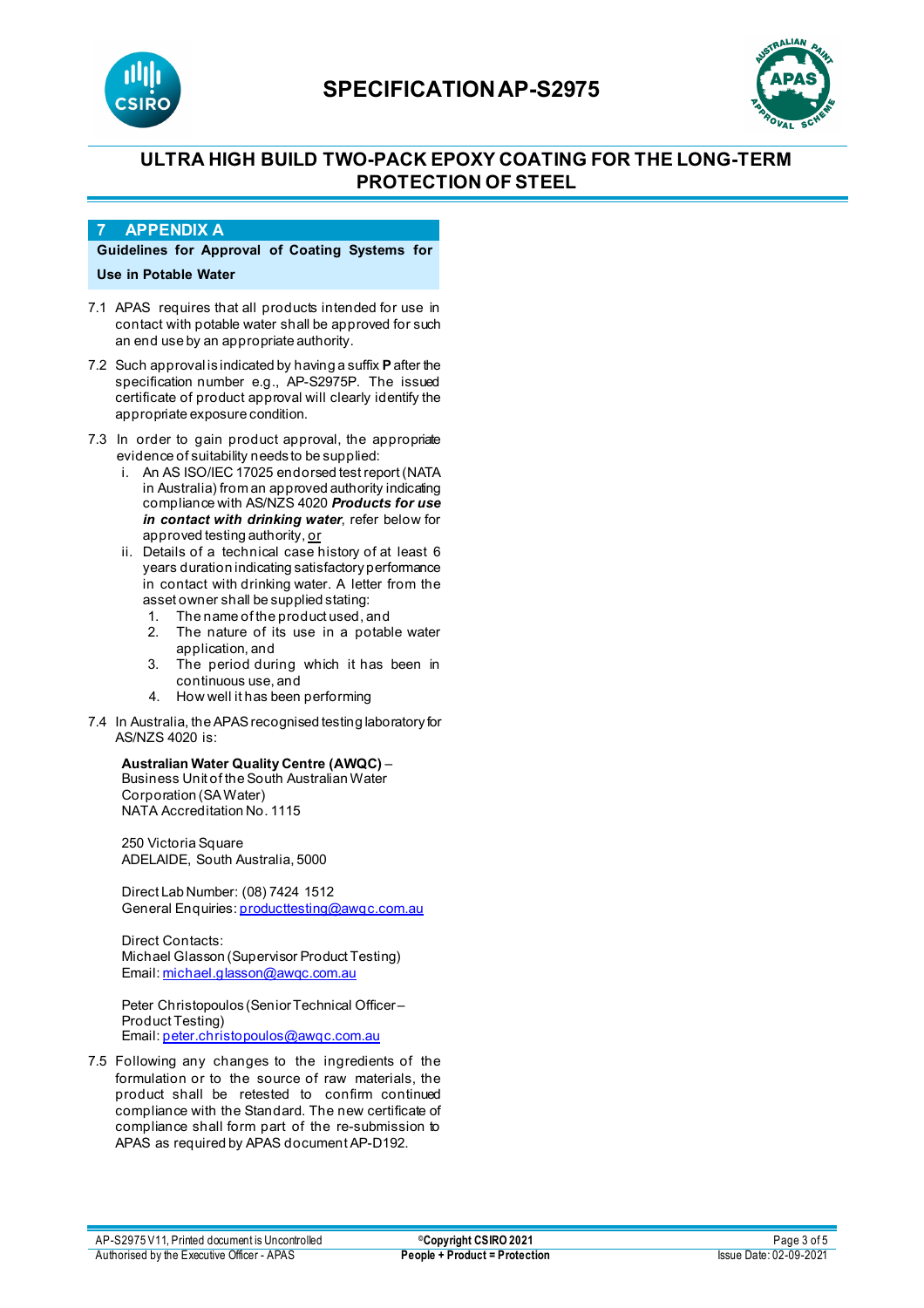## 7 APPENDIX A

**Guidelines for Approval of Coating Systems for Use in Potable Water**

7.1 APAS requires that all products intended for use in contact with potable water shall be approved for such an end use by an appropriate authority.

7.2 Such approval is indicated by having a suffix **P** after the specification number e.g., AP-S2975P. The issued certificate of product approval will clearly identify the appropriate exposure condition.

7.3 In order to gain product approval, the appropriate evidence of suitability needs to be supplied:

   i. An AS ISO/IEC 17025 endorsed test report (NATA in Australia) from an approved authority indicating compliance with AS/NZS 4020 ***Products for use in contact with drinking water***, refer below for approved testing authority, <u>or</u>

   ii. Details of a technical case history of at least 6 years duration indicating satisfactory performance in contact with drinking water. A letter from the asset owner shall be supplied stating:

      1. The name of the product used, and
      2. The nature of its use in a potable water application, and
      3. The period during which it has been in continuous use, and
      4. How well it has been performing

7.4 In Australia, the APAS recognised testing laboratory for AS/NZS 4020 is:

**Australian Water Quality Centre (AWQC)** –
Business Unit of the South Australian Water Corporation (SA Water)
NATA Accreditation No. 1115

250 Victoria Square
ADELAIDE, South Australia, 5000

Direct Lab Number: (08) 7424 1512
General Enquiries: producttesting@awqc.com.au

Direct Contacts:
Michael Glasson (Supervisor Product Testing)
Email: michael.glasson@awqc.com.au

Peter Christopoulos (Senior Technical Officer – Product Testing)
Email: peter.christopoulos@awqc.com.au

7.5 Following any changes to the ingredients of the formulation or to the source of raw materials, the product shall be retested to confirm continued compliance with the Standard. The new certificate of compliance shall form part of the re-submission to APAS as required by APAS document AP-D192.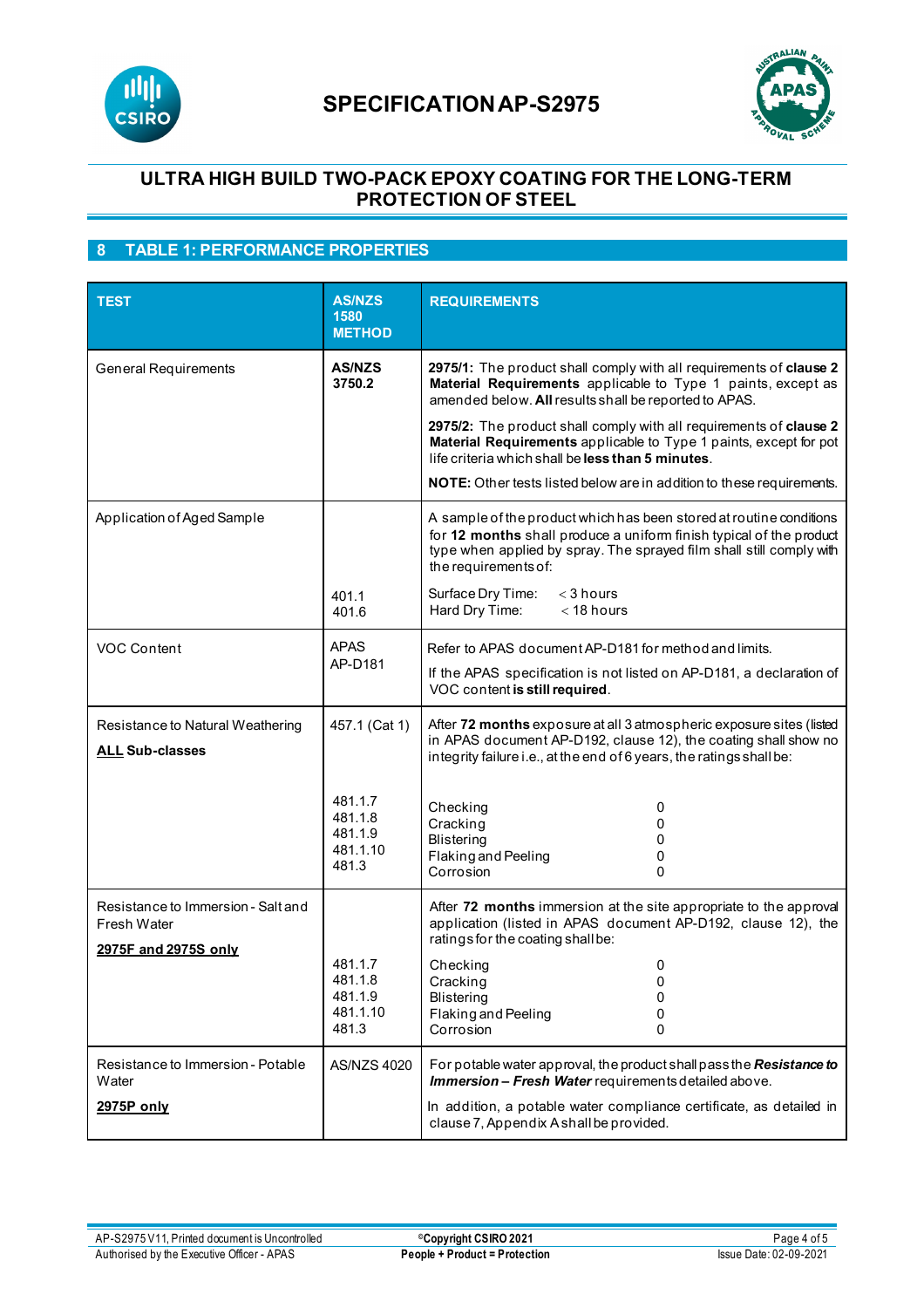## 8 TABLE 1: PERFORMANCE PROPERTIES

| TEST | AS/NZS 1580 METHOD | REQUIREMENTS |
|---|---|---|
| General Requirements | **AS/NZS 3750.2** | **2975/1:** The product shall comply with all requirements of **clause 2 Material Requirements** applicable to Type 1 paints, except as amended below. **All** results shall be reported to APAS.<br><br>**2975/2:** The product shall comply with all requirements of **clause 2 Material Requirements** applicable to Type 1 paints, except for pot life criteria which shall be **less than 5 minutes**.<br><br>**NOTE:** Other tests listed below are in addition to these requirements. |
| Application of Aged Sample | <br><br><br><br>401.1<br>401.6 | A sample of the product which has been stored at routine conditions for **12 months** shall produce a uniform finish typical of the product type when applied by spray. The sprayed film shall still comply with the requirements of:<br><br>Surface Dry Time: < 3 hours<br>Hard Dry Time: < 18 hours |
| VOC Content | APAS AP-D181 | Refer to APAS document AP-D181 for method and limits.<br><br>If the APAS specification is not listed on AP-D181, a declaration of VOC content **is still required**. |
| Resistance to Natural Weathering<br><br>**<u>ALL</u> Sub-classes** | 457.1 (Cat 1)<br><br><br>481.1.7<br>481.1.8<br>481.1.9<br>481.1.10<br>481.3 | After **72 months** exposure at all 3 atmospheric exposure sites (listed in APAS document AP-D192, clause 12), the coating shall show no integrity failure i.e., at the end of 6 years, the ratings shall be:<br><br>Checking 0<br>Cracking 0<br>Blistering 0<br>Flaking and Peeling 0<br>Corrosion 0 |
| Resistance to Immersion - Salt and Fresh Water<br><br>**<u>2975F and 2975S only</u>** | <br><br><br>481.1.7<br>481.1.8<br>481.1.9<br>481.1.10<br>481.3 | After **72 months** immersion at the site appropriate to the approval application (listed in APAS document AP-D192, clause 12), the ratings for the coating shall be:<br><br>Checking 0<br>Cracking 0<br>Blistering 0<br>Flaking and Peeling 0<br>Corrosion 0 |
| Resistance to Immersion - Potable Water<br><br>**<u>2975P only</u>** | AS/NZS 4020 | For potable water approval, the product shall pass the ***Resistance to Immersion – Fresh Water*** requirements detailed above.<br><br>In addition, a potable water compliance certificate, as detailed in clause 7, Appendix A shall be provided. |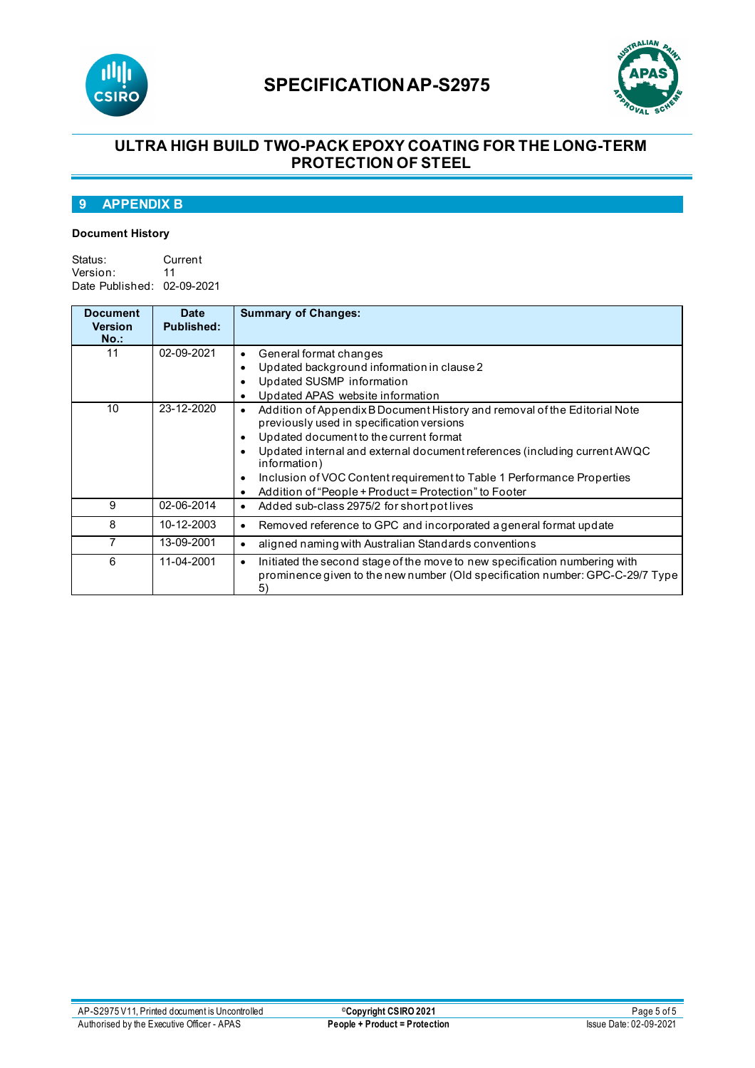## 9 APPENDIX B

**Document History**

Status: Current
Version: 11
Date Published: 02-09-2021

| Document Version No.: | Date Published: | Summary of Changes: |
|---|---|---|
| 11 | 02-09-2021 | • General format changes<br>• Updated background information in clause 2<br>• Updated SUSMP information<br>• Updated APAS website information |
| 10 | 23-12-2020 | • Addition of Appendix B Document History and removal of the Editorial Note previously used in specification versions<br>• Updated document to the current format<br>• Updated internal and external document references (including current AWQC information)<br>• Inclusion of VOC Content requirement to Table 1 Performance Properties<br>• Addition of "People + Product = Protection" to Footer |
| 9 | 02-06-2014 | • Added sub-class 2975/2 for short pot lives |
| 8 | 10-12-2003 | • Removed reference to GPC and incorporated a general format update |
| 7 | 13-09-2001 | • aligned naming with Australian Standards conventions |
| 6 | 11-04-2001 | • Initiated the second stage of the move to new specification numbering with prominence given to the new number (Old specification number: GPC-C-29/7 Type 5) |